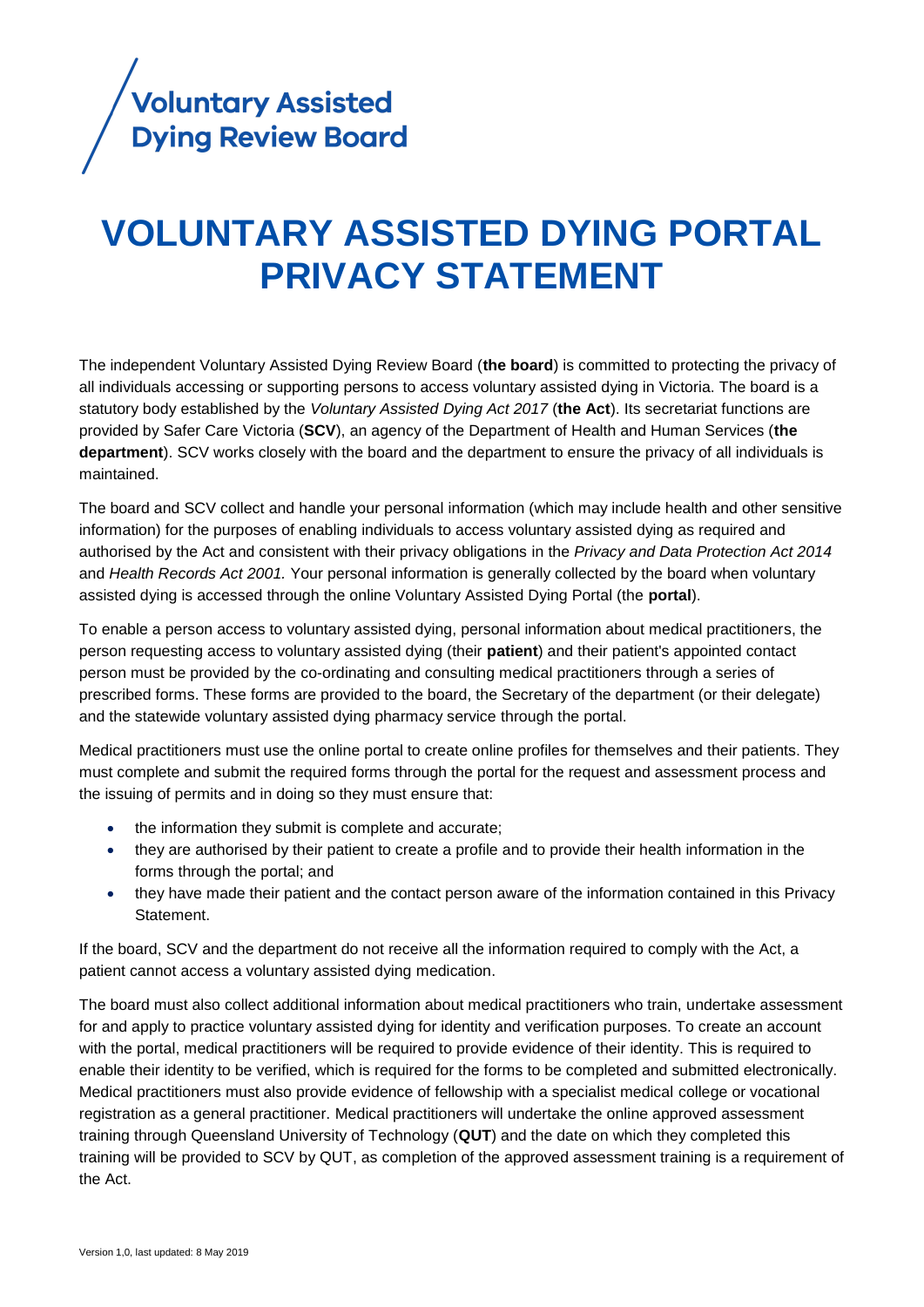Voluntary Assisted Dying Review Board

# VOLUNTARY ASSISTED DYING PORTAL PRIVACY STATEMENT

The independent Voluntary Assisted Dying Review Board (**the board**) is committed to protecting the privacy of all individuals accessing or supporting persons to access voluntary assisted dying in Victoria. The board is a statutory body established by the *Voluntary Assisted Dying Act 2017* (**the Act**). Its secretariat functions are provided by Safer Care Victoria (**SCV**), an agency of the Department of Health and Human Services (**the department**). SCV works closely with the board and the department to ensure the privacy of all individuals is maintained.

The board and SCV collect and handle your personal information (which may include health and other sensitive information) for the purposes of enabling individuals to access voluntary assisted dying as required and authorised by the Act and consistent with their privacy obligations in the *Privacy and Data Protection Act 2014* and *Health Records Act 2001.* Your personal information is generally collected by the board when voluntary assisted dying is accessed through the online Voluntary Assisted Dying Portal (the **portal**).

To enable a person access to voluntary assisted dying, personal information about medical practitioners, the person requesting access to voluntary assisted dying (their **patient**) and their patient's appointed contact person must be provided by the co-ordinating and consulting medical practitioners through a series of prescribed forms. These forms are provided to the board, the Secretary of the department (or their delegate) and the statewide voluntary assisted dying pharmacy service through the portal.

Medical practitioners must use the online portal to create online profiles for themselves and their patients. They must complete and submit the required forms through the portal for the request and assessment process and the issuing of permits and in doing so they must ensure that:

- the information they submit is complete and accurate;
- they are authorised by their patient to create a profile and to provide their health information in the forms through the portal; and
- they have made their patient and the contact person aware of the information contained in this Privacy Statement.

If the board, SCV and the department do not receive all the information required to comply with the Act, a patient cannot access a voluntary assisted dying medication.

The board must also collect additional information about medical practitioners who train, undertake assessment for and apply to practice voluntary assisted dying for identity and verification purposes. To create an account with the portal, medical practitioners will be required to provide evidence of their identity. This is required to enable their identity to be verified, which is required for the forms to be completed and submitted electronically. Medical practitioners must also provide evidence of fellowship with a specialist medical college or vocational registration as a general practitioner. Medical practitioners will undertake the online approved assessment training through Queensland University of Technology (**QUT**) and the date on which they completed this training will be provided to SCV by QUT, as completion of the approved assessment training is a requirement of the Act.

Version 1,0, last updated: 8 May 2019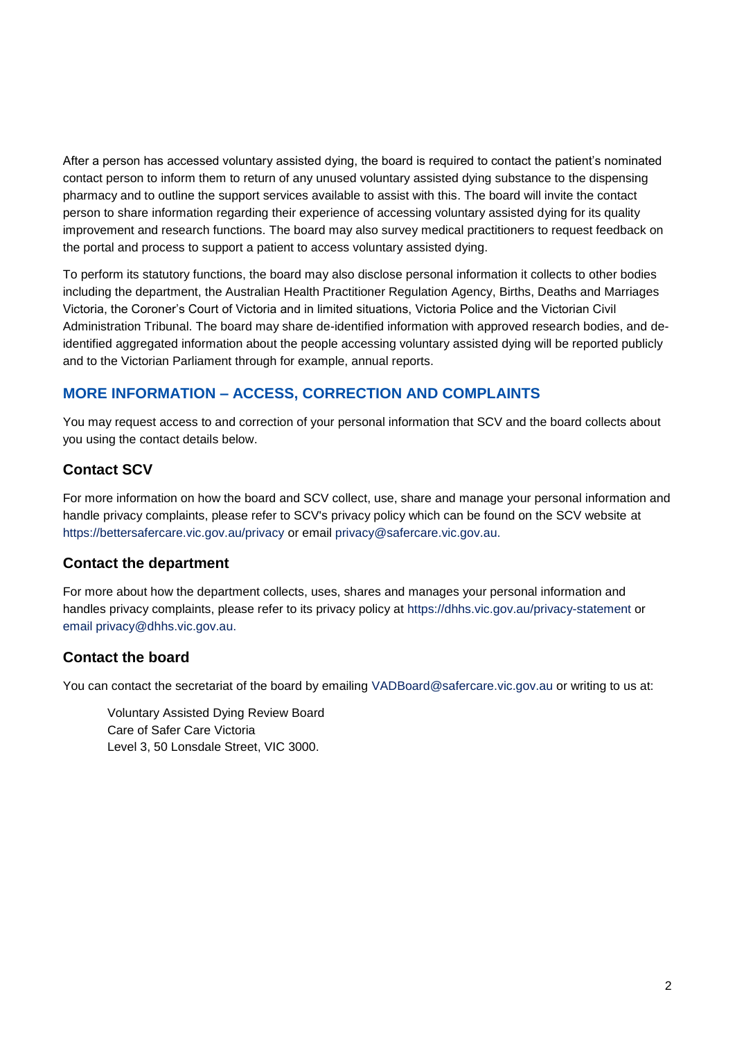After a person has accessed voluntary assisted dying, the board is required to contact the patient's nominated contact person to inform them to return of any unused voluntary assisted dying substance to the dispensing pharmacy and to outline the support services available to assist with this. The board will invite the contact person to share information regarding their experience of accessing voluntary assisted dying for its quality improvement and research functions. The board may also survey medical practitioners to request feedback on the portal and process to support a patient to access voluntary assisted dying.

To perform its statutory functions, the board may also disclose personal information it collects to other bodies including the department, the Australian Health Practitioner Regulation Agency, Births, Deaths and Marriages Victoria, the Coroner's Court of Victoria and in limited situations, Victoria Police and the Victorian Civil Administration Tribunal. The board may share de-identified information with approved research bodies, and de-identified aggregated information about the people accessing voluntary assisted dying will be reported publicly and to the Victorian Parliament through for example, annual reports.

## MORE INFORMATION – ACCESS, CORRECTION AND COMPLAINTS

You may request access to and correction of your personal information that SCV and the board collects about you using the contact details below.

### Contact SCV

For more information on how the board and SCV collect, use, share and manage your personal information and handle privacy complaints, please refer to SCV's privacy policy which can be found on the SCV website at https://bettersafercare.vic.gov.au/privacy or email privacy@safercare.vic.gov.au.

### Contact the department

For more about how the department collects, uses, shares and manages your personal information and handles privacy complaints, please refer to its privacy policy at https://dhhs.vic.gov.au/privacy-statement or email privacy@dhhs.vic.gov.au.

### Contact the board

You can contact the secretariat of the board by emailing VADBoard@safercare.vic.gov.au or writing to us at:

Voluntary Assisted Dying Review Board
Care of Safer Care Victoria
Level 3, 50 Lonsdale Street, VIC 3000.